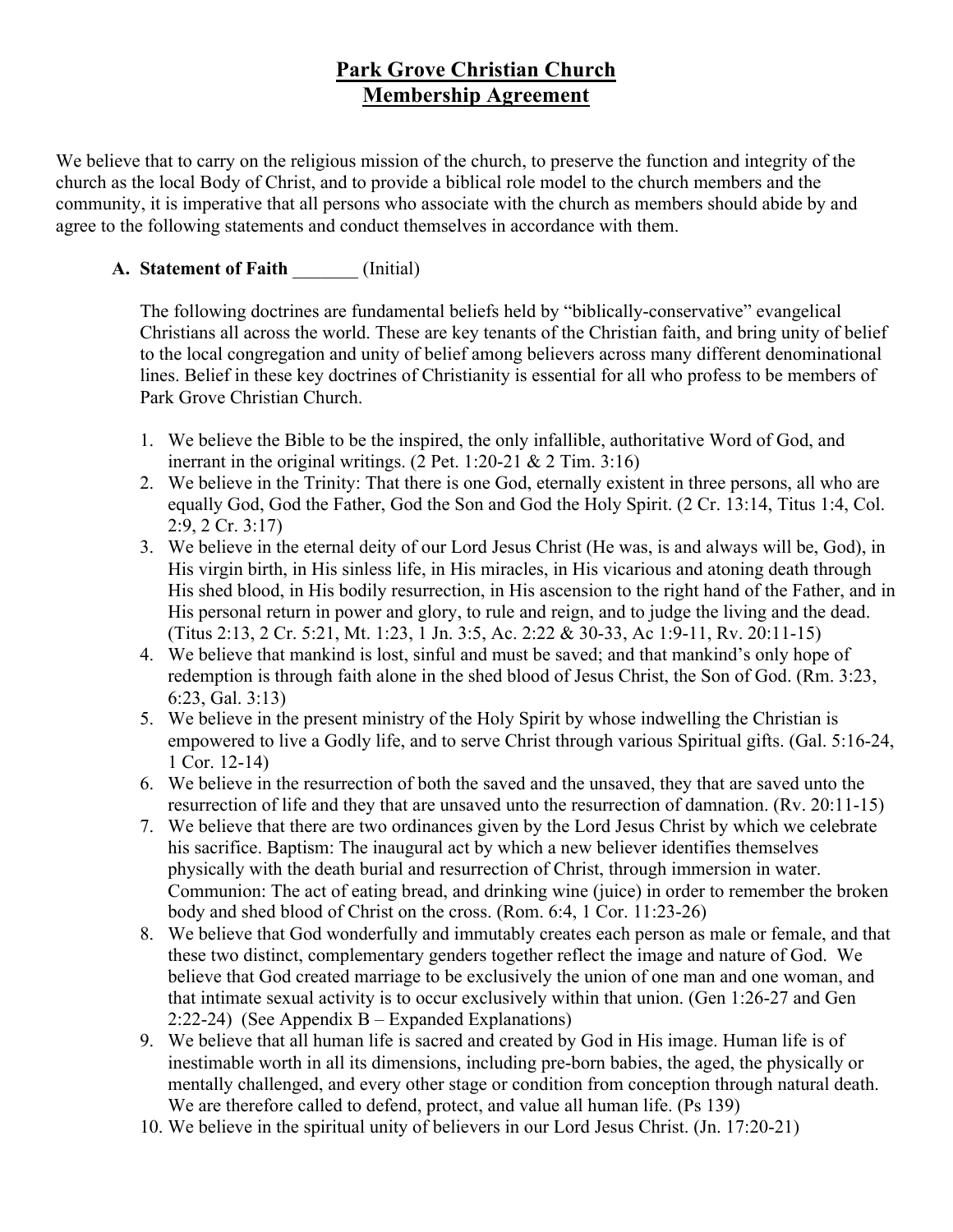# Park Grove Christian Church
# Membership Agreement

We believe that to carry on the religious mission of the church, to preserve the function and integrity of the church as the local Body of Christ, and to provide a biblical role model to the church members and the community, it is imperative that all persons who associate with the church as members should abide by and agree to the following statements and conduct themselves in accordance with them.

**A. Statement of Faith** _______ (Initial)

The following doctrines are fundamental beliefs held by "biblically-conservative" evangelical Christians all across the world. These are key tenants of the Christian faith, and bring unity of belief to the local congregation and unity of belief among believers across many different denominational lines. Belief in these key doctrines of Christianity is essential for all who profess to be members of Park Grove Christian Church.

1. We believe the Bible to be the inspired, the only infallible, authoritative Word of God, and inerrant in the original writings. (2 Pet. 1:20-21 & 2 Tim. 3:16)
2. We believe in the Trinity: That there is one God, eternally existent in three persons, all who are equally God, God the Father, God the Son and God the Holy Spirit. (2 Cr. 13:14, Titus 1:4, Col. 2:9, 2 Cr. 3:17)
3. We believe in the eternal deity of our Lord Jesus Christ (He was, is and always will be, God), in His virgin birth, in His sinless life, in His miracles, in His vicarious and atoning death through His shed blood, in His bodily resurrection, in His ascension to the right hand of the Father, and in His personal return in power and glory, to rule and reign, and to judge the living and the dead. (Titus 2:13, 2 Cr. 5:21, Mt. 1:23, 1 Jn. 3:5, Ac. 2:22 & 30-33, Ac 1:9-11, Rv. 20:11-15)
4. We believe that mankind is lost, sinful and must be saved; and that mankind's only hope of redemption is through faith alone in the shed blood of Jesus Christ, the Son of God. (Rm. 3:23, 6:23, Gal. 3:13)
5. We believe in the present ministry of the Holy Spirit by whose indwelling the Christian is empowered to live a Godly life, and to serve Christ through various Spiritual gifts. (Gal. 5:16-24, 1 Cor. 12-14)
6. We believe in the resurrection of both the saved and the unsaved, they that are saved unto the resurrection of life and they that are unsaved unto the resurrection of damnation. (Rv. 20:11-15)
7. We believe that there are two ordinances given by the Lord Jesus Christ by which we celebrate his sacrifice. Baptism: The inaugural act by which a new believer identifies themselves physically with the death burial and resurrection of Christ, through immersion in water. Communion: The act of eating bread, and drinking wine (juice) in order to remember the broken body and shed blood of Christ on the cross. (Rom. 6:4, 1 Cor. 11:23-26)
8. We believe that God wonderfully and immutably creates each person as male or female, and that these two distinct, complementary genders together reflect the image and nature of God. We believe that God created marriage to be exclusively the union of one man and one woman, and that intimate sexual activity is to occur exclusively within that union. (Gen 1:26-27 and Gen 2:22-24) (See Appendix B – Expanded Explanations)
9. We believe that all human life is sacred and created by God in His image. Human life is of inestimable worth in all its dimensions, including pre-born babies, the aged, the physically or mentally challenged, and every other stage or condition from conception through natural death. We are therefore called to defend, protect, and value all human life. (Ps 139)
10. We believe in the spiritual unity of believers in our Lord Jesus Christ. (Jn. 17:20-21)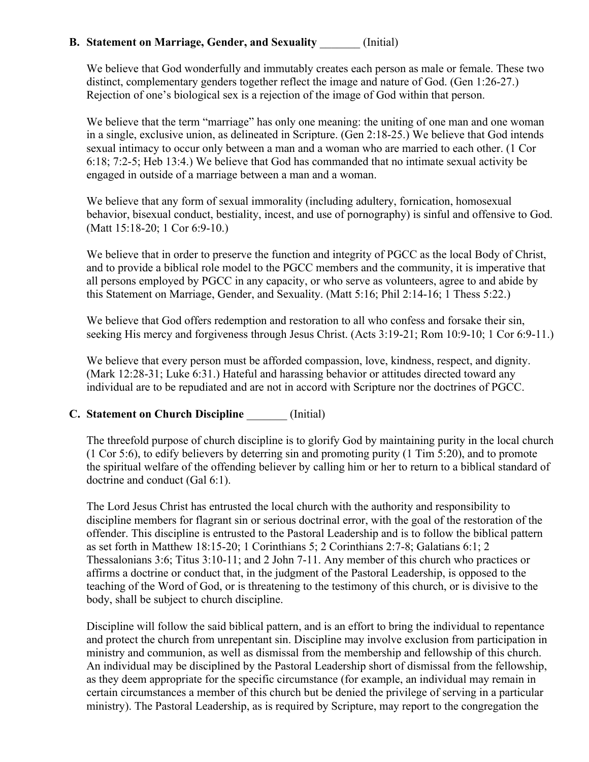**B. Statement on Marriage, Gender, and Sexuality** _______ (Initial)

We believe that God wonderfully and immutably creates each person as male or female. These two distinct, complementary genders together reflect the image and nature of God. (Gen 1:26-27.) Rejection of one's biological sex is a rejection of the image of God within that person.

We believe that the term "marriage" has only one meaning: the uniting of one man and one woman in a single, exclusive union, as delineated in Scripture. (Gen 2:18-25.) We believe that God intends sexual intimacy to occur only between a man and a woman who are married to each other. (1 Cor 6:18; 7:2-5; Heb 13:4.) We believe that God has commanded that no intimate sexual activity be engaged in outside of a marriage between a man and a woman.

We believe that any form of sexual immorality (including adultery, fornication, homosexual behavior, bisexual conduct, bestiality, incest, and use of pornography) is sinful and offensive to God. (Matt 15:18-20; 1 Cor 6:9-10.)

We believe that in order to preserve the function and integrity of PGCC as the local Body of Christ, and to provide a biblical role model to the PGCC members and the community, it is imperative that all persons employed by PGCC in any capacity, or who serve as volunteers, agree to and abide by this Statement on Marriage, Gender, and Sexuality. (Matt 5:16; Phil 2:14-16; 1 Thess 5:22.)

We believe that God offers redemption and restoration to all who confess and forsake their sin, seeking His mercy and forgiveness through Jesus Christ. (Acts 3:19-21; Rom 10:9-10; 1 Cor 6:9-11.)

We believe that every person must be afforded compassion, love, kindness, respect, and dignity. (Mark 12:28-31; Luke 6:31.) Hateful and harassing behavior or attitudes directed toward any individual are to be repudiated and are not in accord with Scripture nor the doctrines of PGCC.

**C. Statement on Church Discipline** _______ (Initial)

The threefold purpose of church discipline is to glorify God by maintaining purity in the local church (1 Cor 5:6), to edify believers by deterring sin and promoting purity (1 Tim 5:20), and to promote the spiritual welfare of the offending believer by calling him or her to return to a biblical standard of doctrine and conduct (Gal 6:1).

The Lord Jesus Christ has entrusted the local church with the authority and responsibility to discipline members for flagrant sin or serious doctrinal error, with the goal of the restoration of the offender. This discipline is entrusted to the Pastoral Leadership and is to follow the biblical pattern as set forth in Matthew 18:15-20; 1 Corinthians 5; 2 Corinthians 2:7-8; Galatians 6:1; 2 Thessalonians 3:6; Titus 3:10-11; and 2 John 7-11. Any member of this church who practices or affirms a doctrine or conduct that, in the judgment of the Pastoral Leadership, is opposed to the teaching of the Word of God, or is threatening to the testimony of this church, or is divisive to the body, shall be subject to church discipline.

Discipline will follow the said biblical pattern, and is an effort to bring the individual to repentance and protect the church from unrepentant sin. Discipline may involve exclusion from participation in ministry and communion, as well as dismissal from the membership and fellowship of this church. An individual may be disciplined by the Pastoral Leadership short of dismissal from the fellowship, as they deem appropriate for the specific circumstance (for example, an individual may remain in certain circumstances a member of this church but be denied the privilege of serving in a particular ministry). The Pastoral Leadership, as is required by Scripture, may report to the congregation the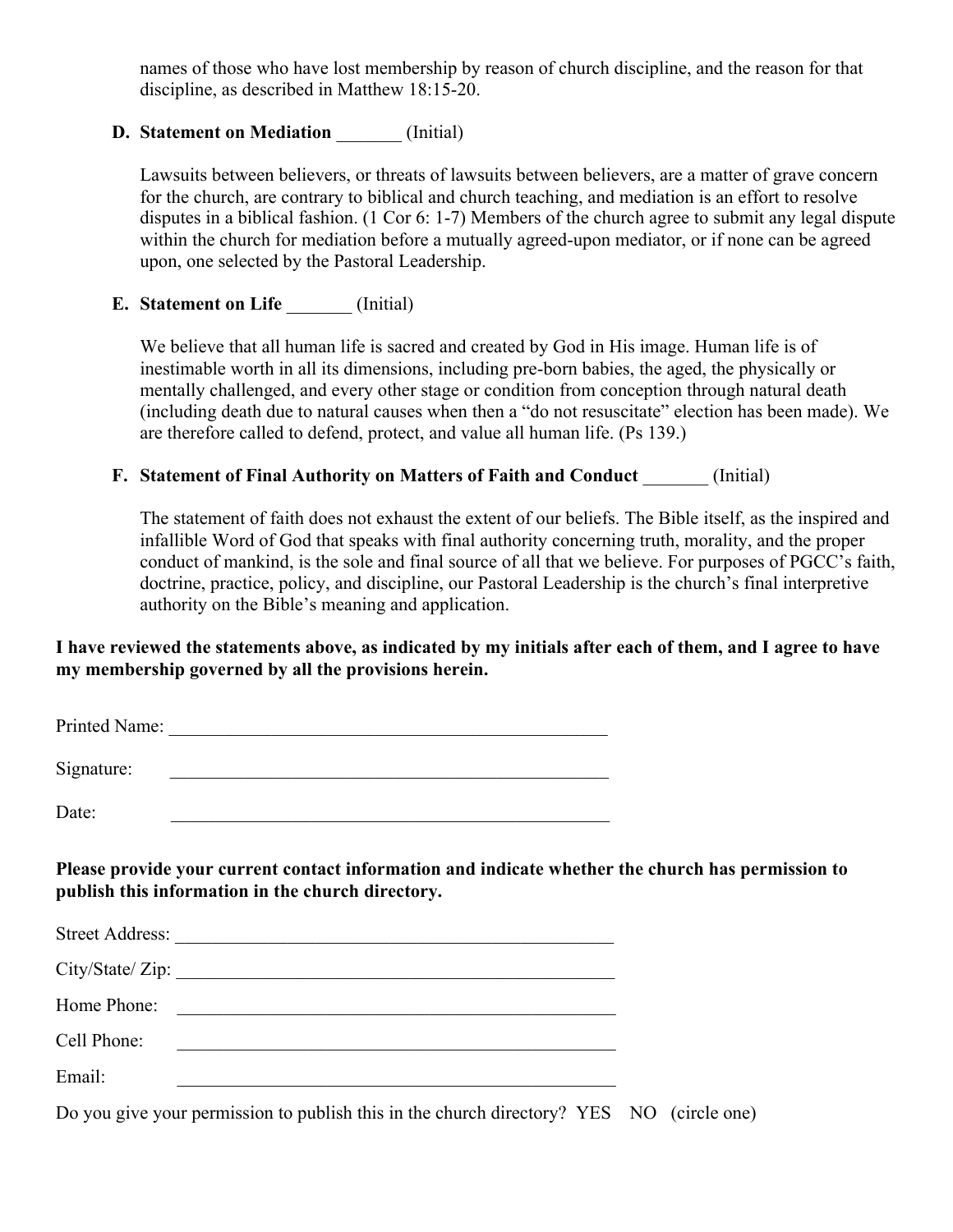names of those who have lost membership by reason of church discipline, and the reason for that discipline, as described in Matthew 18:15-20.

**D. Statement on Mediation** _______ (Initial)

Lawsuits between believers, or threats of lawsuits between believers, are a matter of grave concern for the church, are contrary to biblical and church teaching, and mediation is an effort to resolve disputes in a biblical fashion. (1 Cor 6: 1-7) Members of the church agree to submit any legal dispute within the church for mediation before a mutually agreed-upon mediator, or if none can be agreed upon, one selected by the Pastoral Leadership.

**E. Statement on Life** _______ (Initial)

We believe that all human life is sacred and created by God in His image. Human life is of inestimable worth in all its dimensions, including pre-born babies, the aged, the physically or mentally challenged, and every other stage or condition from conception through natural death (including death due to natural causes when then a "do not resuscitate" election has been made). We are therefore called to defend, protect, and value all human life. (Ps 139.)

**F. Statement of Final Authority on Matters of Faith and Conduct** _______ (Initial)

The statement of faith does not exhaust the extent of our beliefs. The Bible itself, as the inspired and infallible Word of God that speaks with final authority concerning truth, morality, and the proper conduct of mankind, is the sole and final source of all that we believe. For purposes of PGCC's faith, doctrine, practice, policy, and discipline, our Pastoral Leadership is the church's final interpretive authority on the Bible's meaning and application.

**I have reviewed the statements above, as indicated by my initials after each of them, and I agree to have my membership governed by all the provisions herein.**

Printed Name: _________________________________________________

Signature: _________________________________________________

Date: _________________________________________________

**Please provide your current contact information and indicate whether the church has permission to publish this information in the church directory.**

Street Address: _________________________________________________

City/State/ Zip: _________________________________________________

Home Phone: _________________________________________________

Cell Phone: _________________________________________________

Email: _________________________________________________

Do you give your permission to publish this in the church directory? YES NO (circle one)